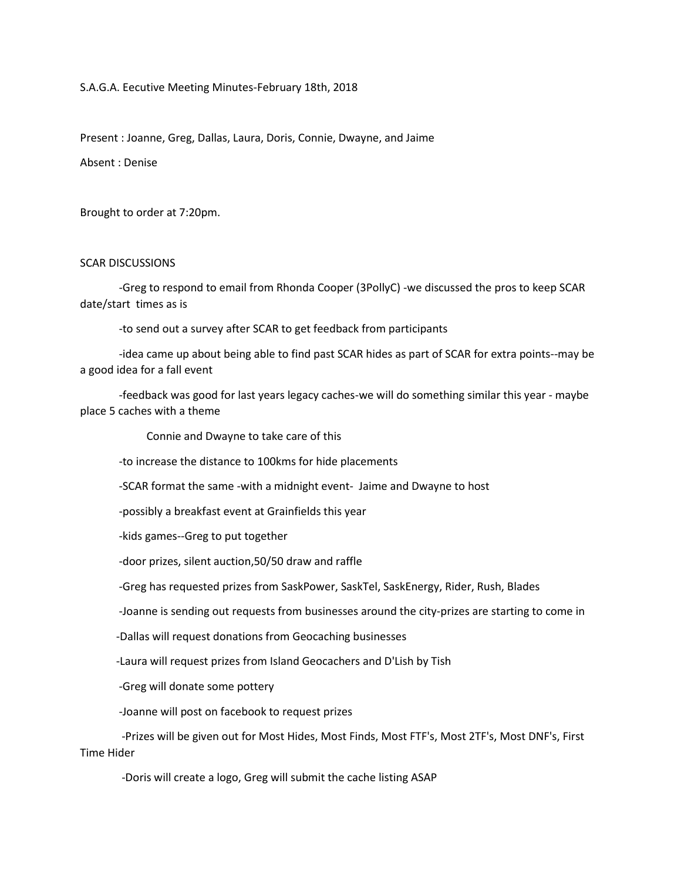S.A.G.A. Eecutive Meeting Minutes-February 18th, 2018

Present : Joanne, Greg, Dallas, Laura, Doris, Connie, Dwayne, and Jaime

Absent : Denise

Brought to order at 7:20pm.

SCAR DISCUSSIONS

-Greg to respond to email from Rhonda Cooper (3PollyC) -we discussed the pros to keep SCAR date/start times as is

-to send out a survey after SCAR to get feedback from participants

-idea came up about being able to find past SCAR hides as part of SCAR for extra points--may be a good idea for a fall event

-feedback was good for last years legacy caches-we will do something similar this year - maybe place 5 caches with a theme

Connie and Dwayne to take care of this

-to increase the distance to 100kms for hide placements

-SCAR format the same -with a midnight event- Jaime and Dwayne to host

-possibly a breakfast event at Grainfields this year

-kids games--Greg to put together

-door prizes, silent auction,50/50 draw and raffle

-Greg has requested prizes from SaskPower, SaskTel, SaskEnergy, Rider, Rush, Blades

-Joanne is sending out requests from businesses around the city-prizes are starting to come in

-Dallas will request donations from Geocaching businesses

-Laura will request prizes from Island Geocachers and D'Lish by Tish

-Greg will donate some pottery

-Joanne will post on facebook to request prizes

-Prizes will be given out for Most Hides, Most Finds, Most FTF's, Most 2TF's, Most DNF's, First Time Hider

-Doris will create a logo, Greg will submit the cache listing ASAP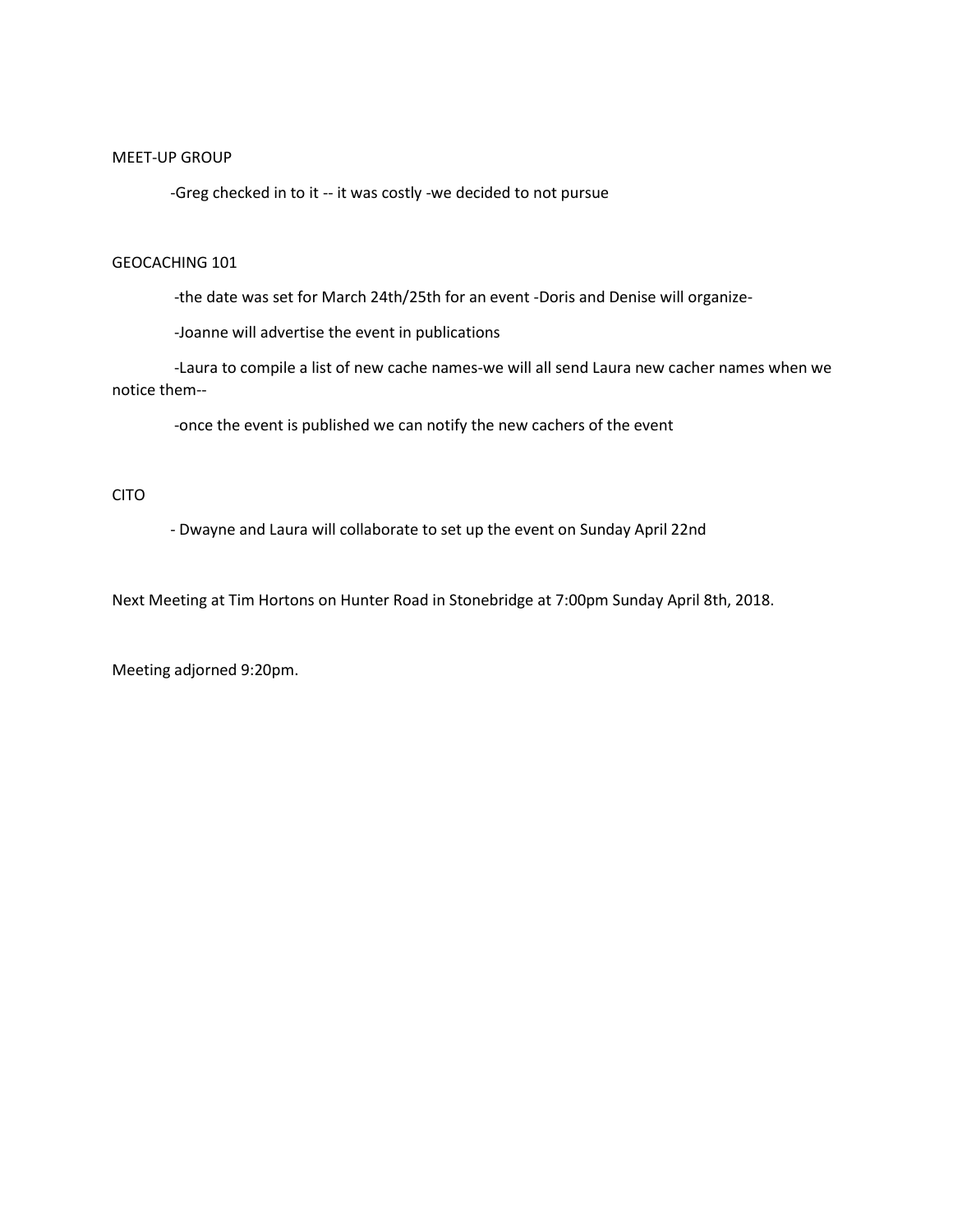MEET-UP GROUP

-Greg checked in to it -- it was costly -we decided to not pursue

GEOCACHING 101

-the date was set for March 24th/25th for an event -Doris and Denise will organize-

-Joanne will advertise the event in publications

-Laura to compile a list of new cache names-we will all send Laura new cacher names when we notice them--

-once the event is published we can notify the new cachers of the event

CITO

- Dwayne and Laura will collaborate to set up the event on Sunday April 22nd

Next Meeting at Tim Hortons on Hunter Road in Stonebridge at 7:00pm Sunday April 8th, 2018.

Meeting adjorned 9:20pm.